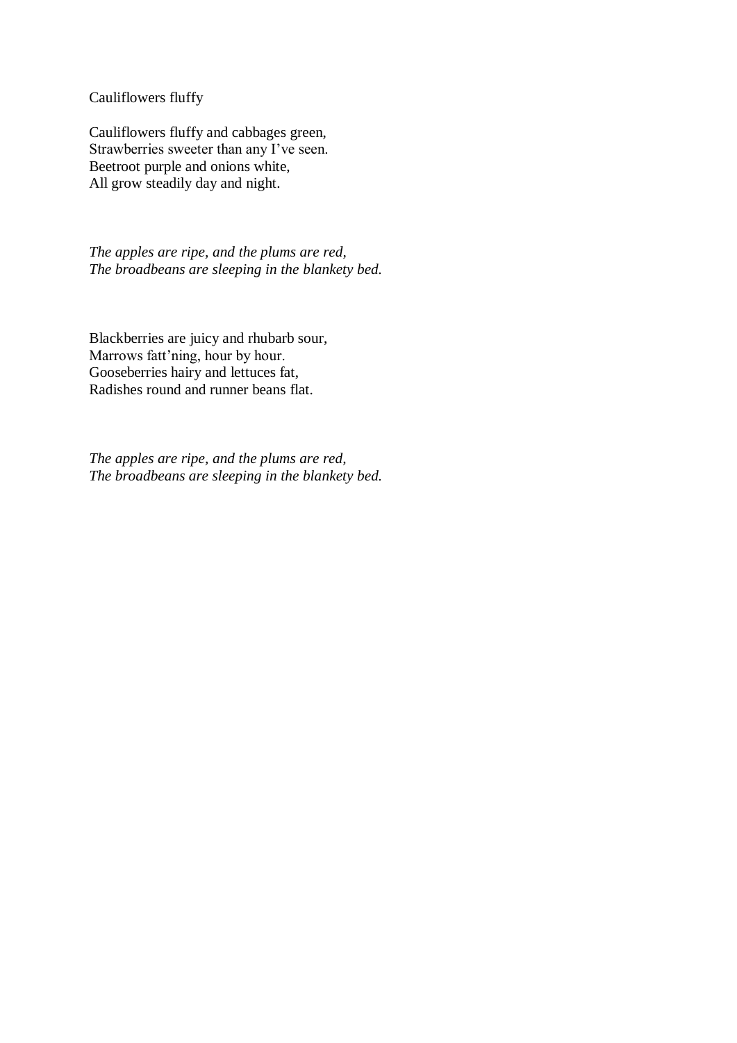# Cauliflowers fluffy

Cauliflowers fluffy and cabbages green,
Strawberries sweeter than any I've seen.
Beetroot purple and onions white,
All grow steadily day and night.

*The apples are ripe, and the plums are red,*
*The broadbeans are sleeping in the blankety bed.*

Blackberries are juicy and rhubarb sour,
Marrows fatt'ning, hour by hour.
Gooseberries hairy and lettuces fat,
Radishes round and runner beans flat.

*The apples are ripe, and the plums are red,*
*The broadbeans are sleeping in the blankety bed.*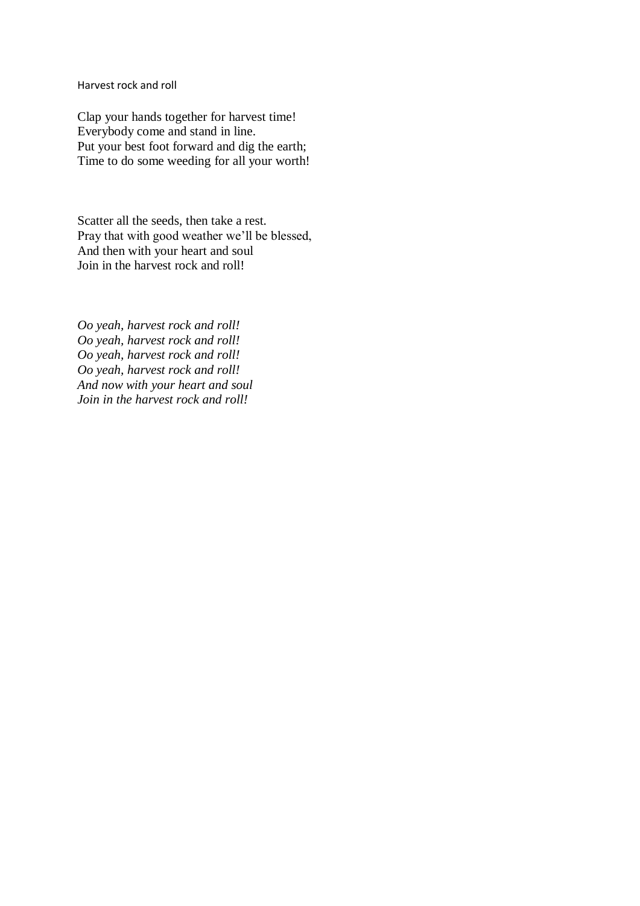Harvest rock and roll

Clap your hands together for harvest time!
Everybody come and stand in line.
Put your best foot forward and dig the earth;
Time to do some weeding for all your worth!

Scatter all the seeds, then take a rest.
Pray that with good weather we'll be blessed,
And then with your heart and soul
Join in the harvest rock and roll!

*Oo yeah, harvest rock and roll!*
*Oo yeah, harvest rock and roll!*
*Oo yeah, harvest rock and roll!*
*Oo yeah, harvest rock and roll!*
*And now with your heart and soul*
*Join in the harvest rock and roll!*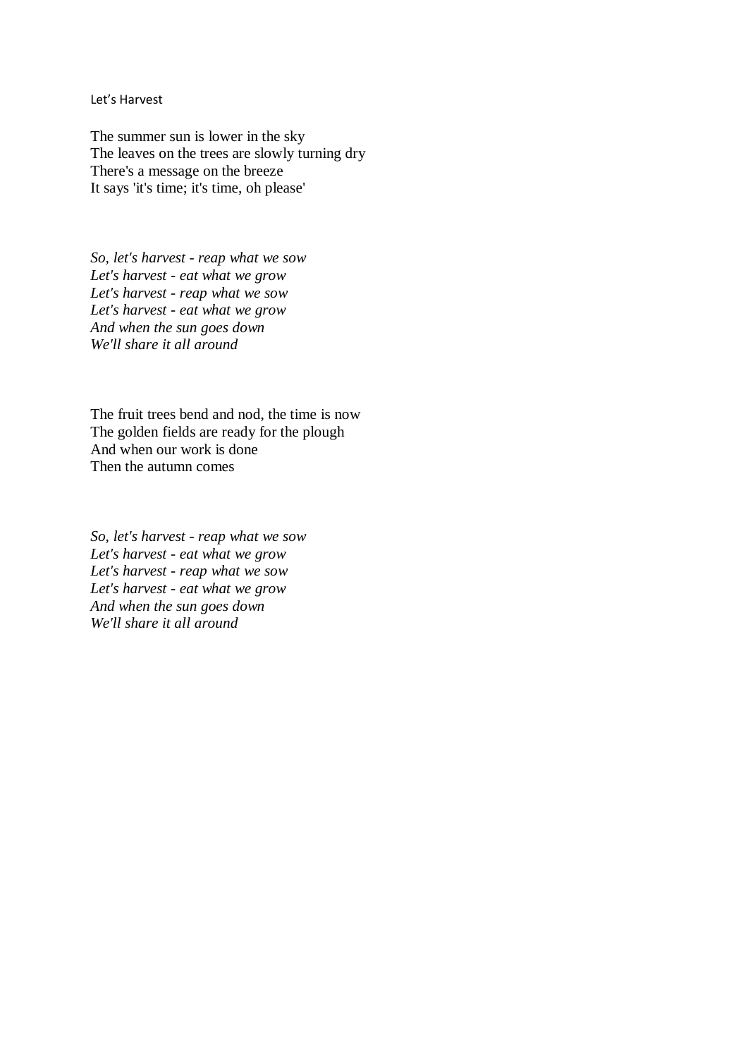Let's Harvest

The summer sun is lower in the sky  
The leaves on the trees are slowly turning dry  
There's a message on the breeze  
It says 'it's time; it's time, oh please'

*So, let's harvest - reap what we sow*  
*Let's harvest - eat what we grow*  
*Let's harvest - reap what we sow*  
*Let's harvest - eat what we grow*  
*And when the sun goes down*  
*We'll share it all around*

The fruit trees bend and nod, the time is now  
The golden fields are ready for the plough  
And when our work is done  
Then the autumn comes

*So, let's harvest - reap what we sow*  
*Let's harvest - eat what we grow*  
*Let's harvest - reap what we sow*  
*Let's harvest - eat what we grow*  
*And when the sun goes down*  
*We'll share it all around*